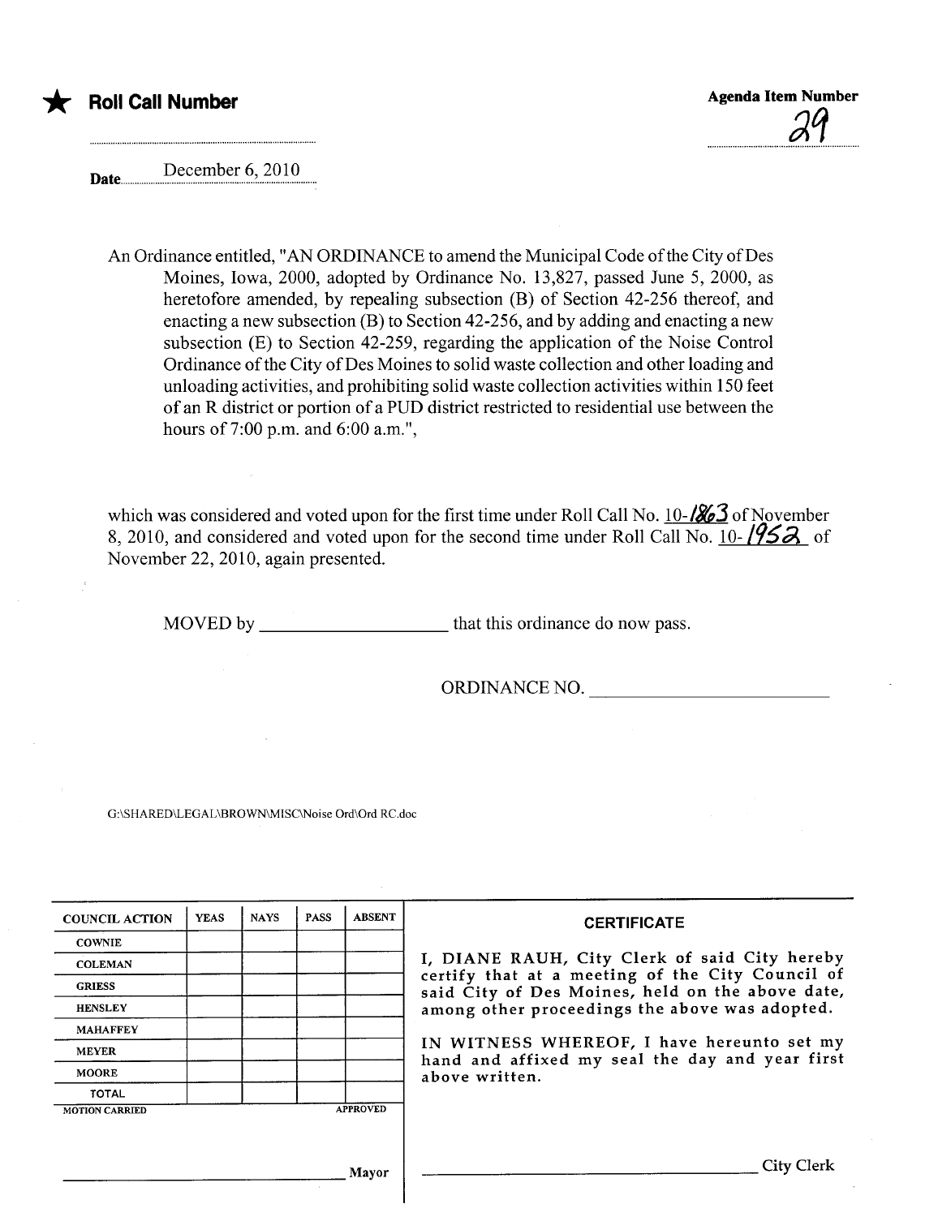★ **Roll Call Number**

**Agenda Item Number** 29

**Date** December 6, 2010

An Ordinance entitled, "AN ORDINANCE to amend the Municipal Code of the City of Des Moines, Iowa, 2000, adopted by Ordinance No. 13,827, passed June 5, 2000, as heretofore amended, by repealing subsection (B) of Section 42-256 thereof, and enacting a new subsection (B) to Section 42-256, and by adding and enacting a new subsection (E) to Section 42-259, regarding the application of the Noise Control Ordinance of the City of Des Moines to solid waste collection and other loading and unloading activities, and prohibiting solid waste collection activities within 150 feet of an R district or portion of a PUD district restricted to residential use between the hours of 7:00 p.m. and 6:00 a.m.",

which was considered and voted upon for the first time under Roll Call No. 10-1863 of November 8, 2010, and considered and voted upon for the second time under Roll Call No. 10-1952 of November 22, 2010, again presented.

MOVED by ____________________ that this ordinance do now pass.

ORDINANCE NO. ________________________

G:\SHARED\LEGAL\BROWN\MISC\Noise Ord\Ord RC.doc

| COUNCIL ACTION | YEAS | NAYS | PASS | ABSENT |
|---|---|---|---|---|
| COWNIE | | | | |
| COLEMAN | | | | |
| GRIESS | | | | |
| HENSLEY | | | | |
| MAHAFFEY | | | | |
| MEYER | | | | |
| MOORE | | | | |
| TOTAL | | | | |
| MOTION CARRIED | | | | APPROVED |

________________________________ Mayor

**CERTIFICATE**

I, DIANE RAUH, City Clerk of said City hereby certify that at a meeting of the City Council of said City of Des Moines, held on the above date, among other proceedings the above was adopted.

IN WITNESS WHEREOF, I have hereunto set my hand and affixed my seal the day and year first above written.

________________________________ City Clerk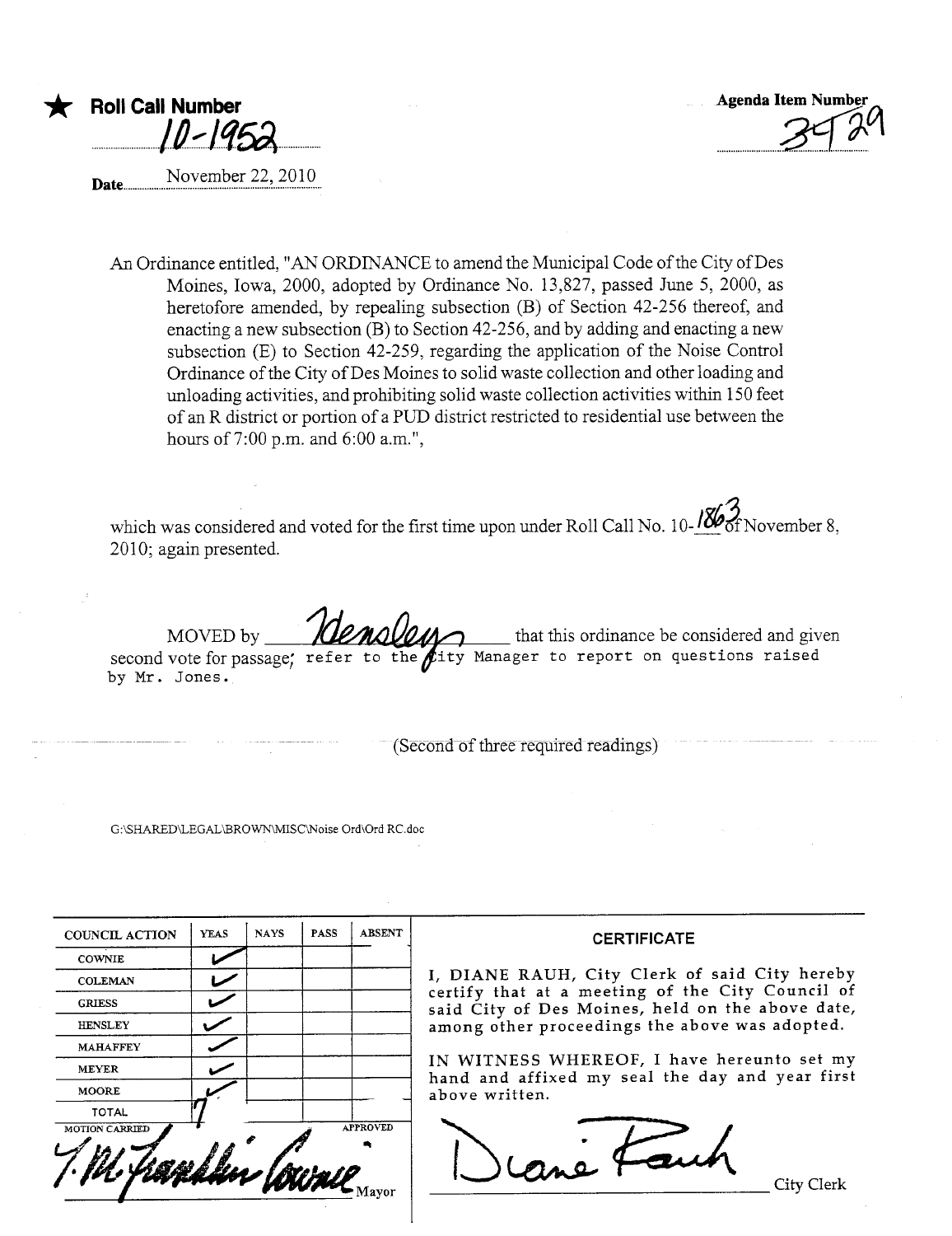★ **Roll Call Number** 10-1952

**Agenda Item Number** 34 29

**Date** November 22, 2010

An Ordinance entitled, "AN ORDINANCE to amend the Municipal Code of the City of Des Moines, Iowa, 2000, adopted by Ordinance No. 13,827, passed June 5, 2000, as heretofore amended, by repealing subsection (B) of Section 42-256 thereof, and enacting a new subsection (B) to Section 42-256, and by adding and enacting a new subsection (E) to Section 42-259, regarding the application of the Noise Control Ordinance of the City of Des Moines to solid waste collection and other loading and unloading activities, and prohibiting solid waste collection activities within 150 feet of an R district or portion of a PUD district restricted to residential use between the hours of 7:00 p.m. and 6:00 a.m.",

which was considered and voted for the first time upon under Roll Call No. 10-1863 of November 8, 2010; again presented.

MOVED by Hensley that this ordinance be considered and given second vote for passage; refer to the City Manager to report on questions raised by Mr. Jones.

(Second of three required readings)

G:\SHARED\LEGAL\BROWN\MISC\Noise Ord\Ord RC.doc

| COUNCIL ACTION | YEAS | NAYS | PASS | ABSENT |
|---|---|---|---|---|
| COWNIE | ✓ | | | |
| COLEMAN | ✓ | | | |
| GRIESS | ✓ | | | |
| HENSLEY | ✓ | | | |
| MAHAFFEY | ✓ | | | |
| MEYER | ✓ | | | |
| MOORE | ✓ | | | |
| TOTAL | 7 | | | |

MOTION CARRIED APPROVED

T. M. Franklin Cownie, Mayor

**CERTIFICATE**

I, DIANE RAUH, City Clerk of said City hereby certify that at a meeting of the City Council of said City of Des Moines, held on the above date, among other proceedings the above was adopted.

IN WITNESS WHEREOF, I have hereunto set my hand and affixed my seal the day and year first above written.

Diane Rauh, City Clerk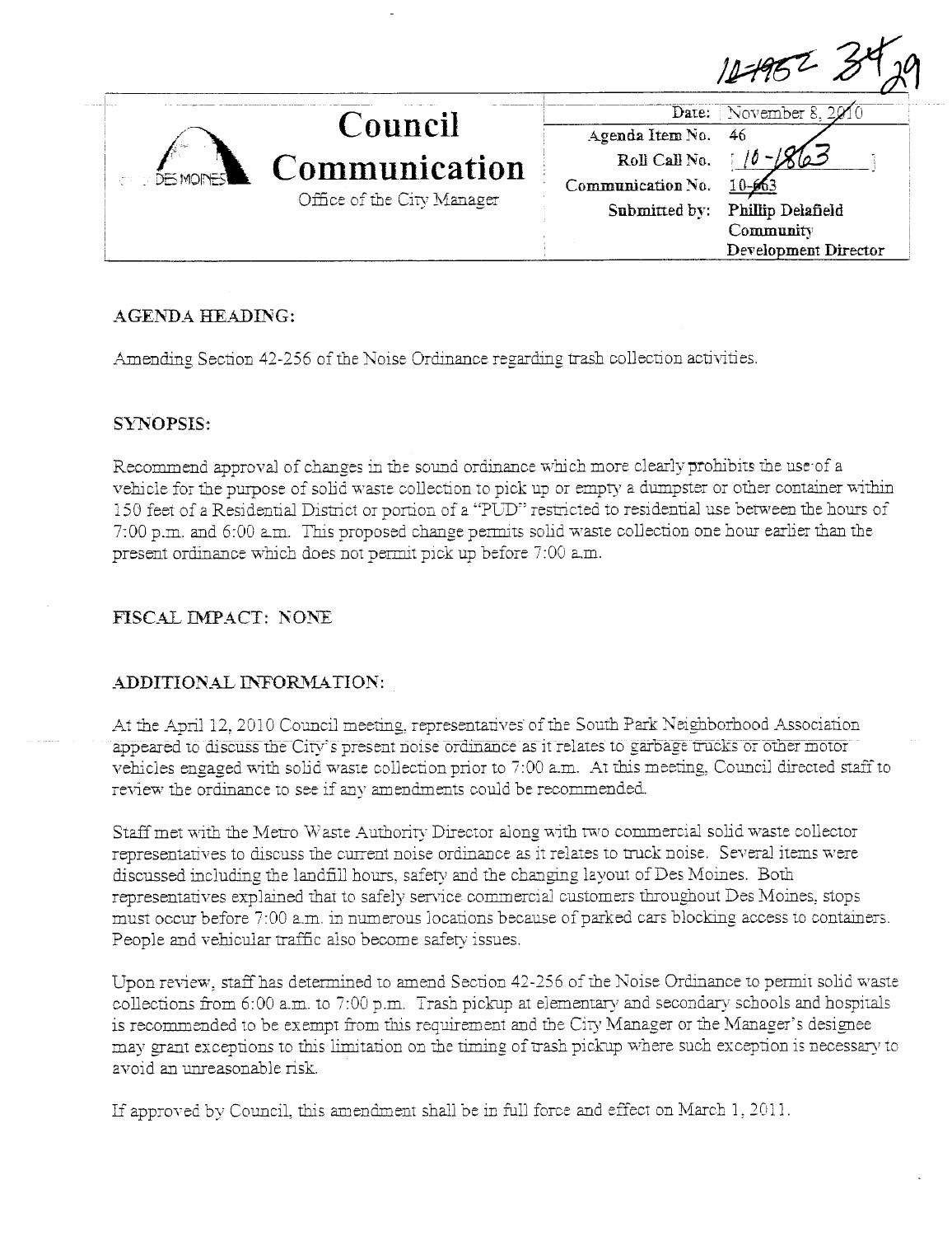10-1952 34 29

# Council Communication

Office of the City Manager

| | |
|---|---|
| Date: | November 8, 2010 |
| Agenda Item No. | 46 |
| Roll Call No. | 10-1863 |
| Communication No. | 10-663 |
| Submitted by: | Phillip Delafield Community Development Director |

## AGENDA HEADING:

Amending Section 42-256 of the Noise Ordinance regarding trash collection activities.

## SYNOPSIS:

Recommend approval of changes in the sound ordinance which more clearly prohibits the use of a vehicle for the purpose of solid waste collection to pick up or empty a dumpster or other container within 150 feet of a Residential District or portion of a "PUD" restricted to residential use between the hours of 7:00 p.m. and 6:00 a.m. This proposed change permits solid waste collection one hour earlier than the present ordinance which does not permit pick up before 7:00 a.m.

## FISCAL IMPACT: NONE

## ADDITIONAL INFORMATION:

At the April 12, 2010 Council meeting, representatives of the South Park Neighborhood Association appeared to discuss the City's present noise ordinance as it relates to garbage trucks or other motor vehicles engaged with solid waste collection prior to 7:00 a.m. At this meeting, Council directed staff to review the ordinance to see if any amendments could be recommended.

Staff met with the Metro Waste Authority Director along with two commercial solid waste collector representatives to discuss the current noise ordinance as it relates to truck noise. Several items were discussed including the landfill hours, safety and the changing layout of Des Moines. Both representatives explained that to safely service commercial customers throughout Des Moines, stops must occur before 7:00 a.m. in numerous locations because of parked cars blocking access to containers. People and vehicular traffic also become safety issues.

Upon review, staff has determined to amend Section 42-256 of the Noise Ordinance to permit solid waste collections from 6:00 a.m. to 7:00 p.m. Trash pickup at elementary and secondary schools and hospitals is recommended to be exempt from this requirement and the City Manager or the Manager's designee may grant exceptions to this limitation on the timing of trash pickup where such exception is necessary to avoid an unreasonable risk.

If approved by Council, this amendment shall be in full force and effect on March 1, 2011.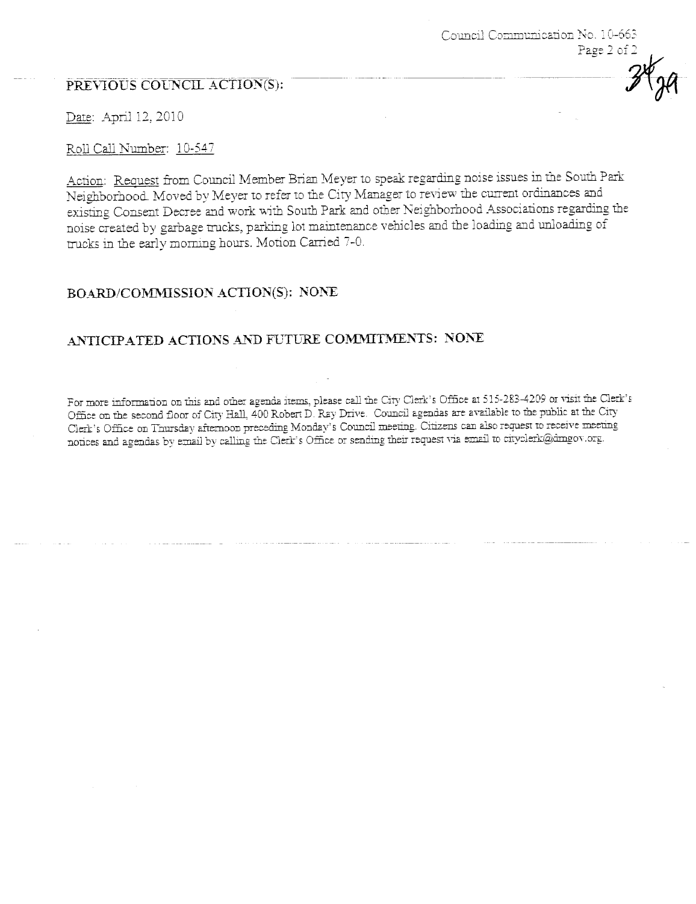## PREVIOUS COUNCIL ACTION(S):

Date: April 12, 2010

Roll Call Number: 10-547

Action: Request from Council Member Brian Meyer to speak regarding noise issues in the South Park Neighborhood. Moved by Meyer to refer to the City Manager to review the current ordinances and existing Consent Decree and work with South Park and other Neighborhood Associations regarding the noise created by garbage trucks, parking lot maintenance vehicles and the loading and unloading of trucks in the early morning hours. Motion Carried 7-0.

## BOARD/COMMISSION ACTION(S): NONE

## ANTICIPATED ACTIONS AND FUTURE COMMITMENTS: NONE

For more information on this and other agenda items, please call the City Clerk's Office at 515-283-4209 or visit the Clerk's Office on the second floor of City Hall, 400 Robert D. Ray Drive. Council agendas are available to the public at the City Clerk's Office on Thursday afternoon preceding Monday's Council meeting. Citizens can also request to receive meeting notices and agendas by email by calling the Clerk's Office or sending their request via email to cityclerk@dmgov.org.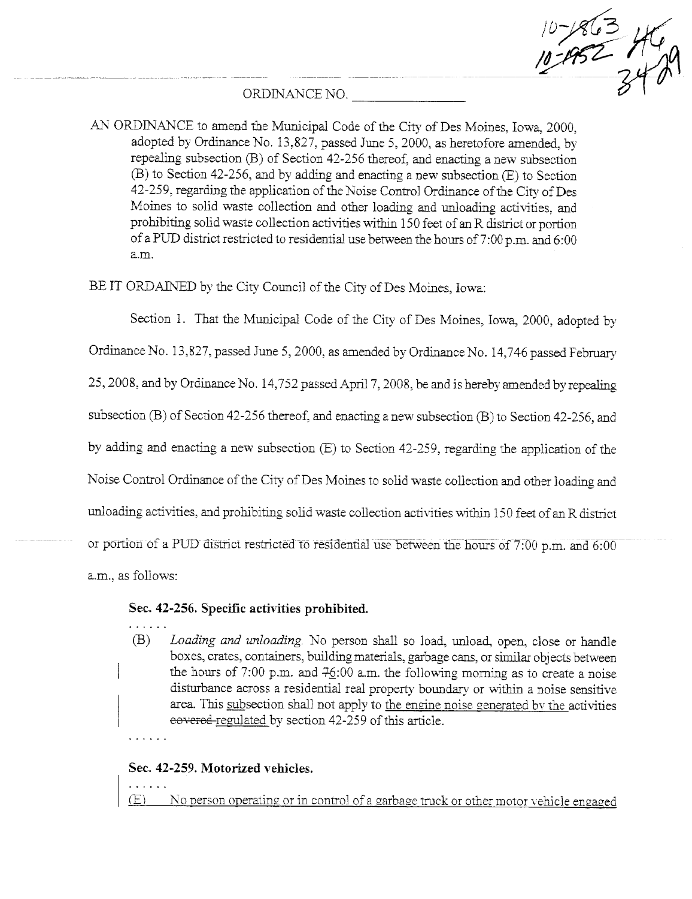10-1863 46
10-1952 3429

ORDINANCE NO. ________________

AN ORDINANCE to amend the Municipal Code of the City of Des Moines, Iowa, 2000, adopted by Ordinance No. 13,827, passed June 5, 2000, as heretofore amended, by repealing subsection (B) of Section 42-256 thereof, and enacting a new subsection (B) to Section 42-256, and by adding and enacting a new subsection (E) to Section 42-259, regarding the application of the Noise Control Ordinance of the City of Des Moines to solid waste collection and other loading and unloading activities, and prohibiting solid waste collection activities within 150 feet of an R district or portion of a PUD district restricted to residential use between the hours of 7:00 p.m. and 6:00 a.m.

BE IT ORDAINED by the City Council of the City of Des Moines, Iowa:

Section 1. That the Municipal Code of the City of Des Moines, Iowa, 2000, adopted by Ordinance No. 13,827, passed June 5, 2000, as amended by Ordinance No. 14,746 passed February 25, 2008, and by Ordinance No. 14,752 passed April 7, 2008, be and is hereby amended by repealing subsection (B) of Section 42-256 thereof, and enacting a new subsection (B) to Section 42-256, and by adding and enacting a new subsection (E) to Section 42-259, regarding the application of the Noise Control Ordinance of the City of Des Moines to solid waste collection and other loading and unloading activities, and prohibiting solid waste collection activities within 150 feet of an R district or portion of a PUD district restricted to residential use between the hours of 7:00 p.m. and 6:00 a.m., as follows:

**Sec. 42-256. Specific activities prohibited.**

. . . . . .

(B) *Loading and unloading.* No person shall so load, unload, open, close or handle boxes, crates, containers, building materials, garbage cans, or similar objects between the hours of 7:00 p.m. and ~~7~~6:00 a.m. the following morning as to create a noise disturbance across a residential real property boundary or within a noise sensitive area. This subsection shall not apply to the engine noise generated by the activities ~~covered~~ regulated by section 42-259 of this article.

. . . . . .

**Sec. 42-259. Motorized vehicles.**

. . . . . .

(E) No person operating or in control of a garbage truck or other motor vehicle engaged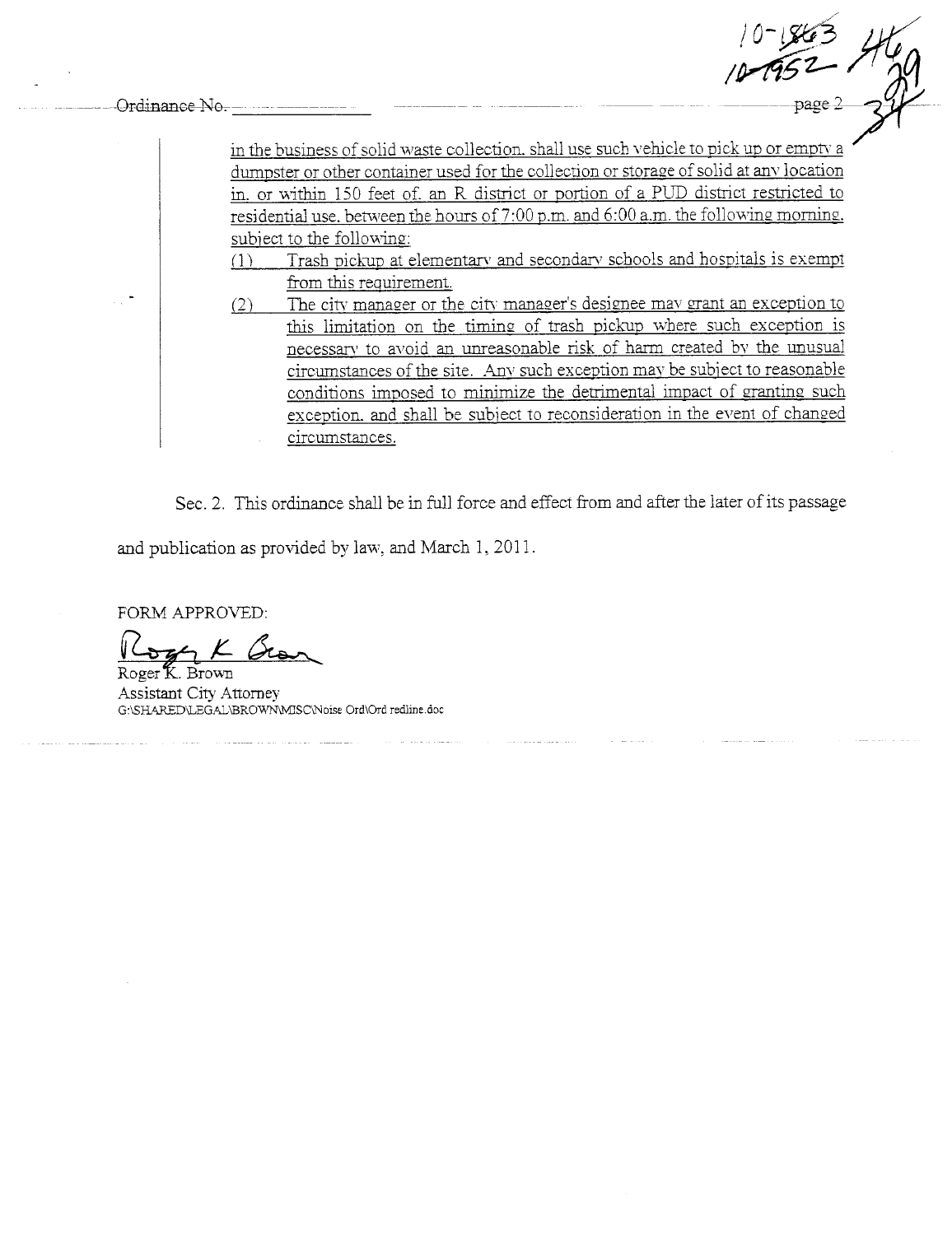in the business of solid waste collection, shall use such vehicle to pick up or empty a dumpster or other container used for the collection or storage of solid at any location in, or within 150 feet of, an R district or portion of a PUD district restricted to residential use, between the hours of 7:00 p.m. and 6:00 a.m. the following morning, subject to the following:

(1) Trash pickup at elementary and secondary schools and hospitals is exempt from this requirement.

(2) The city manager or the city manager's designee may grant an exception to this limitation on the timing of trash pickup where such exception is necessary to avoid an unreasonable risk of harm created by the unusual circumstances of the site. Any such exception may be subject to reasonable conditions imposed to minimize the detrimental impact of granting such exception, and shall be subject to reconsideration in the event of changed circumstances.

Sec. 2. This ordinance shall be in full force and effect from and after the later of its passage and publication as provided by law, and March 1, 2011.

FORM APPROVED:

Roger K. Brown
Assistant City Attorney
G:\SHARED\LEGAL\BROWN\MISC\Noise Ord\Ord redline.doc